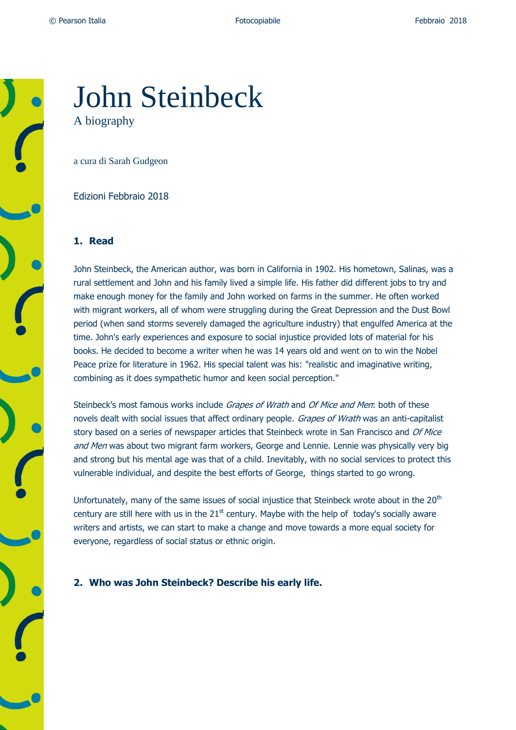# John Steinbeck

A biography

a cura di Sarah Gudgeon

Edizioni Febbraio 2018

## 1. Read

John Steinbeck, the American author, was born in California in 1902. His hometown, Salinas, was a rural settlement and John and his family lived a simple life. His father did different jobs to try and make enough money for the family and John worked on farms in the summer. He often worked with migrant workers, all of whom were struggling during the Great Depression and the Dust Bowl period (when sand storms severely damaged the agriculture industry) that engulfed America at the time. John's early experiences and exposure to social injustice provided lots of material for his books. He decided to become a writer when he was 14 years old and went on to win the Nobel Peace prize for literature in 1962. His special talent was his: "realistic and imaginative writing, combining as it does sympathetic humor and keen social perception."

Steinbeck's most famous works include *Grapes of Wrath* and *Of Mice and Men*: both of these novels dealt with social issues that affect ordinary people. *Grapes of Wrath* was an anti-capitalist story based on a series of newspaper articles that Steinbeck wrote in San Francisco and *Of Mice and Men* was about two migrant farm workers, George and Lennie. Lennie was physically very big and strong but his mental age was that of a child. Inevitably, with no social services to protect this vulnerable individual, and despite the best efforts of George, things started to go wrong.

Unfortunately, many of the same issues of social injustice that Steinbeck wrote about in the 20th century are still here with us in the 21st century. Maybe with the help of today's socially aware writers and artists, we can start to make a change and move towards a more equal society for everyone, regardless of social status or ethnic origin.

## 2. Who was John Steinbeck? Describe his early life.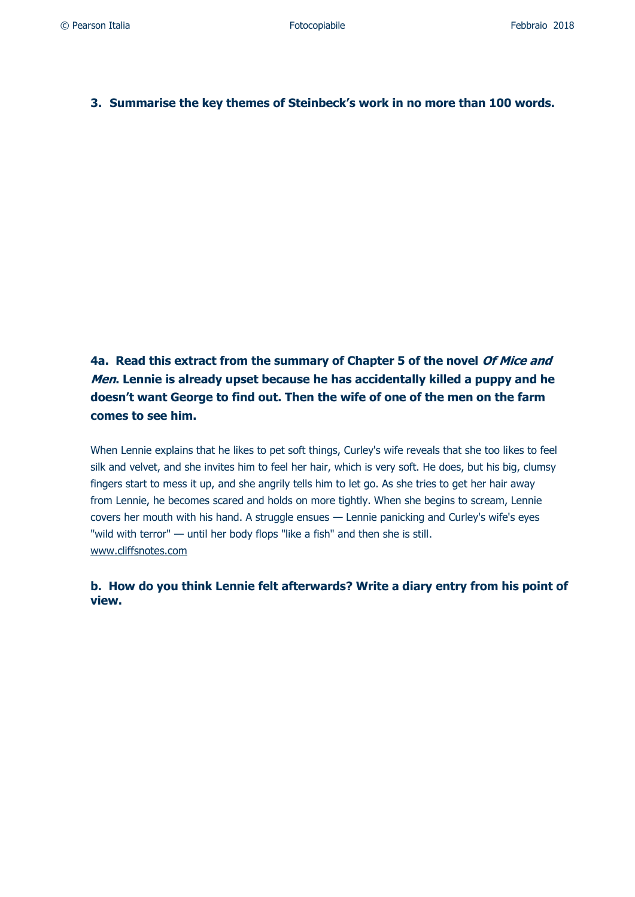**3. Summarise the key themes of Steinbeck's work in no more than 100 words.**

**4a. Read this extract from the summary of Chapter 5 of the novel *Of Mice and Men*. Lennie is already upset because he has accidentally killed a puppy and he doesn't want George to find out. Then the wife of one of the men on the farm comes to see him.**

When Lennie explains that he likes to pet soft things, Curley's wife reveals that she too likes to feel silk and velvet, and she invites him to feel her hair, which is very soft. He does, but his big, clumsy fingers start to mess it up, and she angrily tells him to let go. As she tries to get her hair away from Lennie, he becomes scared and holds on more tightly. When she begins to scream, Lennie covers her mouth with his hand. A struggle ensues — Lennie panicking and Curley's wife's eyes "wild with terror" — until her body flops "like a fish" and then she is still.
www.cliffsnotes.com

**b. How do you think Lennie felt afterwards? Write a diary entry from his point of view.**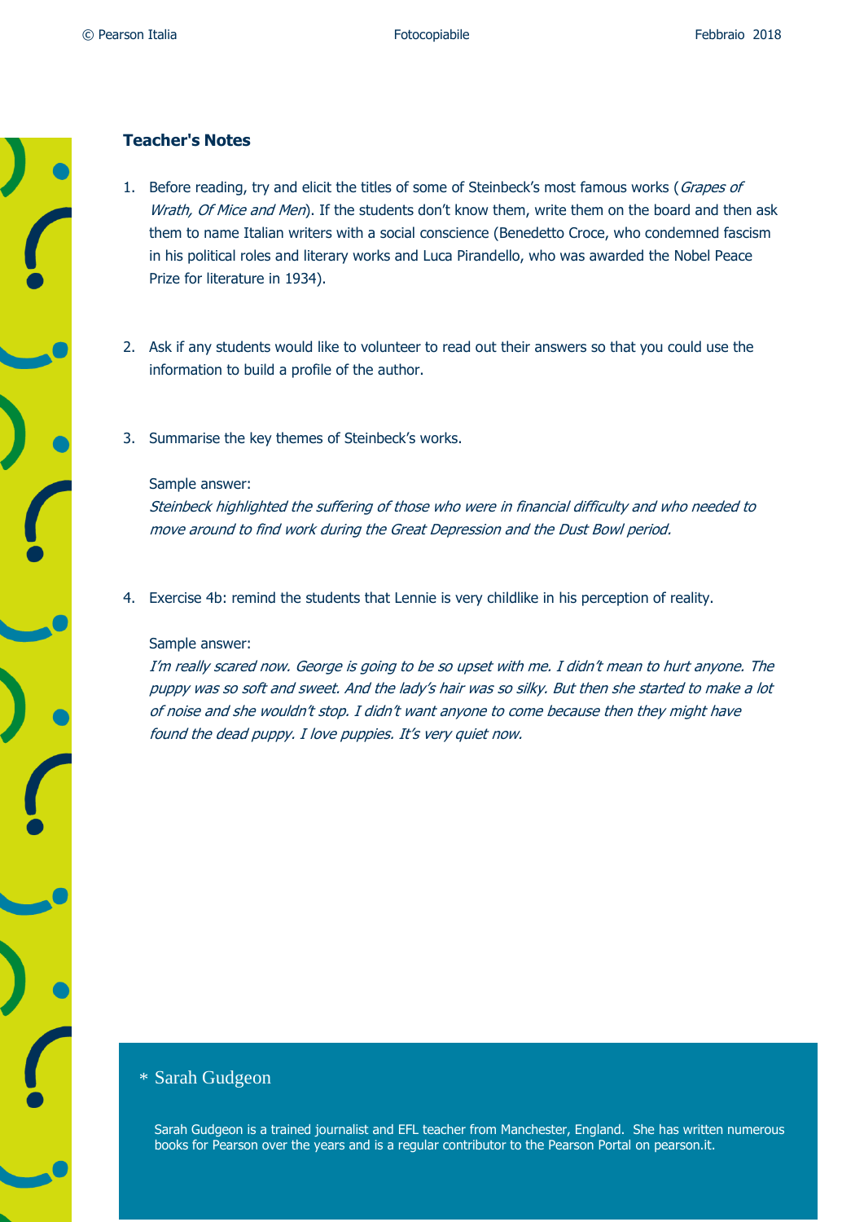## Teacher's Notes

1. Before reading, try and elicit the titles of some of Steinbeck's most famous works (*Grapes of Wrath, Of Mice and Men*). If the students don't know them, write them on the board and then ask them to name Italian writers with a social conscience (Benedetto Croce, who condemned fascism in his political roles and literary works and Luca Pirandello, who was awarded the Nobel Peace Prize for literature in 1934).

2. Ask if any students would like to volunteer to read out their answers so that you could use the information to build a profile of the author.

3. Summarise the key themes of Steinbeck's works.

   Sample answer:
   *Steinbeck highlighted the suffering of those who were in financial difficulty and who needed to move around to find work during the Great Depression and the Dust Bowl period.*

4. Exercise 4b: remind the students that Lennie is very childlike in his perception of reality.

   Sample answer:
   *I'm really scared now. George is going to be so upset with me. I didn't mean to hurt anyone. The puppy was so soft and sweet. And the lady's hair was so silky. But then she started to make a lot of noise and she wouldn't stop. I didn't want anyone to come because then they might have found the dead puppy. I love puppies. It's very quiet now.*

\* Sarah Gudgeon

Sarah Gudgeon is a trained journalist and EFL teacher from Manchester, England. She has written numerous books for Pearson over the years and is a regular contributor to the Pearson Portal on pearson.it.